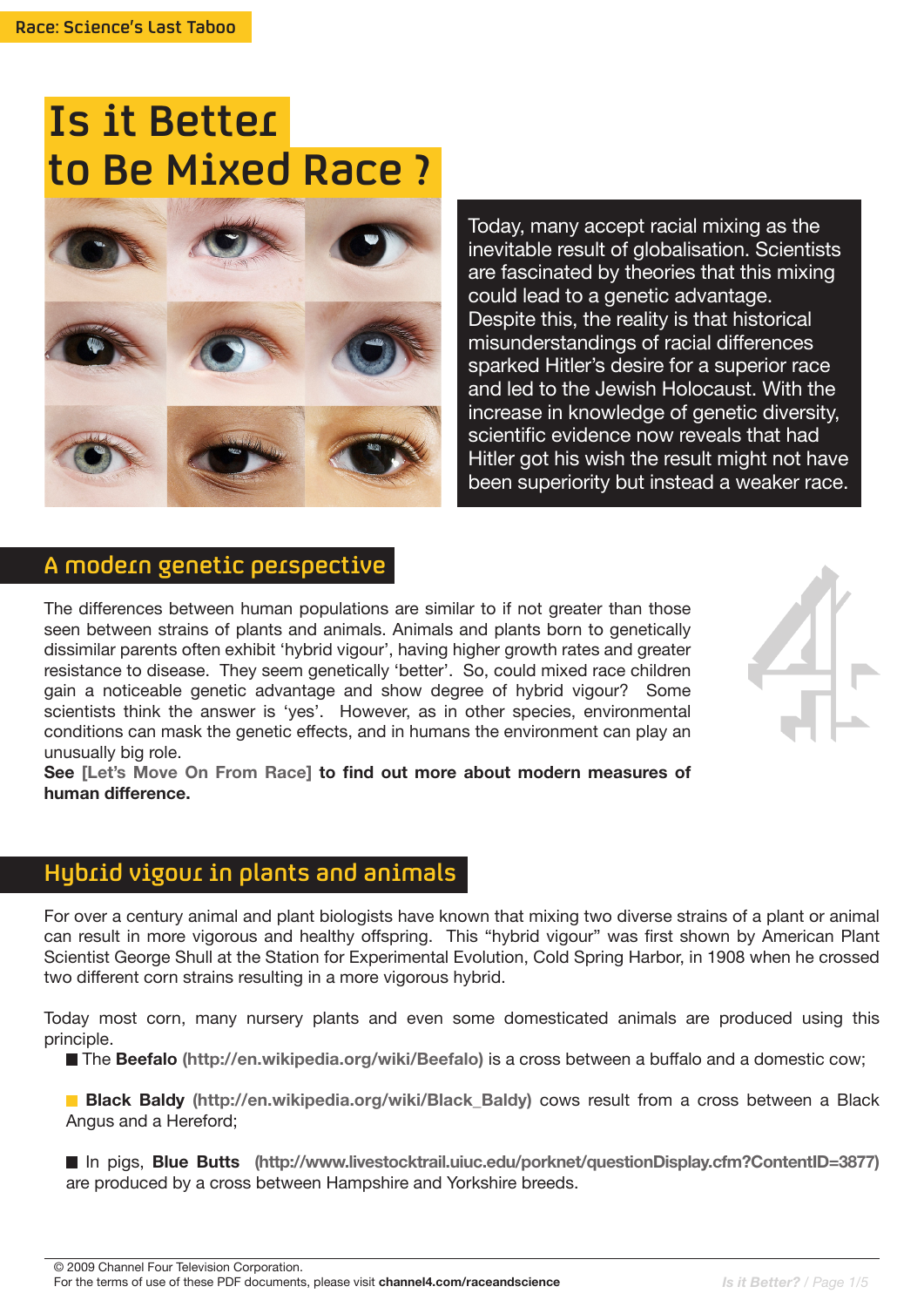Race: Science's Last Taboo

# Is it Better to Be Mixed Race ?

Today, many accept racial mixing as the inevitable result of globalisation. Scientists are fascinated by theories that this mixing could lead to a genetic advantage. Despite this, the reality is that historical misunderstandings of racial differences sparked Hitler's desire for a superior race and led to the Jewish Holocaust. With the increase in knowledge of genetic diversity, scientific evidence now reveals that had Hitler got his wish the result might not have been superiority but instead a weaker race.

## A modern genetic perspective

The differences between human populations are similar to if not greater than those seen between strains of plants and animals. Animals and plants born to genetically dissimilar parents often exhibit 'hybrid vigour', having higher growth rates and greater resistance to disease. They seem genetically 'better'. So, could mixed race children gain a noticeable genetic advantage and show degree of hybrid vigour? Some scientists think the answer is 'yes'. However, as in other species, environmental conditions can mask the genetic effects, and in humans the environment can play an unusually big role.

**See [Let's Move On From Race] to find out more about modern measures of human difference.**

## Hybrid vigour in plants and animals

For over a century animal and plant biologists have known that mixing two diverse strains of a plant or animal can result in more vigorous and healthy offspring. This "hybrid vigour" was first shown by American Plant Scientist George Shull at the Station for Experimental Evolution, Cold Spring Harbor, in 1908 when he crossed two different corn strains resulting in a more vigorous hybrid.

Today most corn, many nursery plants and even some domesticated animals are produced using this principle.

- The **Beefalo** **(http://en.wikipedia.org/wiki/Beefalo)** is a cross between a buffalo and a domestic cow;
- **Black Baldy** **(http://en.wikipedia.org/wiki/Black_Baldy)** cows result from a cross between a Black Angus and a Hereford;
- In pigs, **Blue Butts** **(http://www.livestocktrail.uiuc.edu/porknet/questionDisplay.cfm?ContentID=3877)** are produced by a cross between Hampshire and Yorkshire breeds.

© 2009 Channel Four Television Corporation.
For the terms of use of these PDF documents, please visit **channel4.com/raceandscience**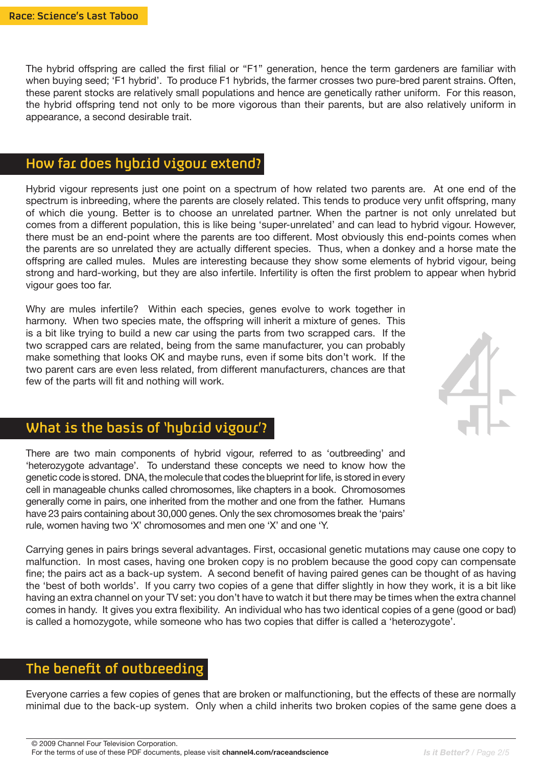The hybrid offspring are called the first filial or "F1" generation, hence the term gardeners are familiar with when buying seed; 'F1 hybrid'. To produce F1 hybrids, the farmer crosses two pure-bred parent strains. Often, these parent stocks are relatively small populations and hence are genetically rather uniform. For this reason, the hybrid offspring tend not only to be more vigorous than their parents, but are also relatively uniform in appearance, a second desirable trait.

## How far does hybrid vigour extend?

Hybrid vigour represents just one point on a spectrum of how related two parents are. At one end of the spectrum is inbreeding, where the parents are closely related. This tends to produce very unfit offspring, many of which die young. Better is to choose an unrelated partner. When the partner is not only unrelated but comes from a different population, this is like being 'super-unrelated' and can lead to hybrid vigour. However, there must be an end-point where the parents are too different. Most obviously this end-points comes when the parents are so unrelated they are actually different species. Thus, when a donkey and a horse mate the offspring are called mules. Mules are interesting because they show some elements of hybrid vigour, being strong and hard-working, but they are also infertile. Infertility is often the first problem to appear when hybrid vigour goes too far.

Why are mules infertile? Within each species, genes evolve to work together in harmony. When two species mate, the offspring will inherit a mixture of genes. This is a bit like trying to build a new car using the parts from two scrapped cars. If the two scrapped cars are related, being from the same manufacturer, you can probably make something that looks OK and maybe runs, even if some bits don't work. If the two parent cars are even less related, from different manufacturers, chances are that few of the parts will fit and nothing will work.

## What is the basis of 'hybrid vigour'?

There are two main components of hybrid vigour, referred to as 'outbreeding' and 'heterozygote advantage'. To understand these concepts we need to know how the genetic code is stored. DNA, the molecule that codes the blueprint for life, is stored in every cell in manageable chunks called chromosomes, like chapters in a book. Chromosomes generally come in pairs, one inherited from the mother and one from the father. Humans have 23 pairs containing about 30,000 genes. Only the sex chromosomes break the 'pairs' rule, women having two 'X' chromosomes and men one 'X' and one 'Y.

Carrying genes in pairs brings several advantages. First, occasional genetic mutations may cause one copy to malfunction. In most cases, having one broken copy is no problem because the good copy can compensate fine; the pairs act as a back-up system. A second benefit of having paired genes can be thought of as having the 'best of both worlds'. If you carry two copies of a gene that differ slightly in how they work, it is a bit like having an extra channel on your TV set: you don't have to watch it but there may be times when the extra channel comes in handy. It gives you extra flexibility. An individual who has two identical copies of a gene (good or bad) is called a homozygote, while someone who has two copies that differ is called a 'heterozygote'.

## The benefit of outbreeding

Everyone carries a few copies of genes that are broken or malfunctioning, but the effects of these are normally minimal due to the back-up system. Only when a child inherits two broken copies of the same gene does a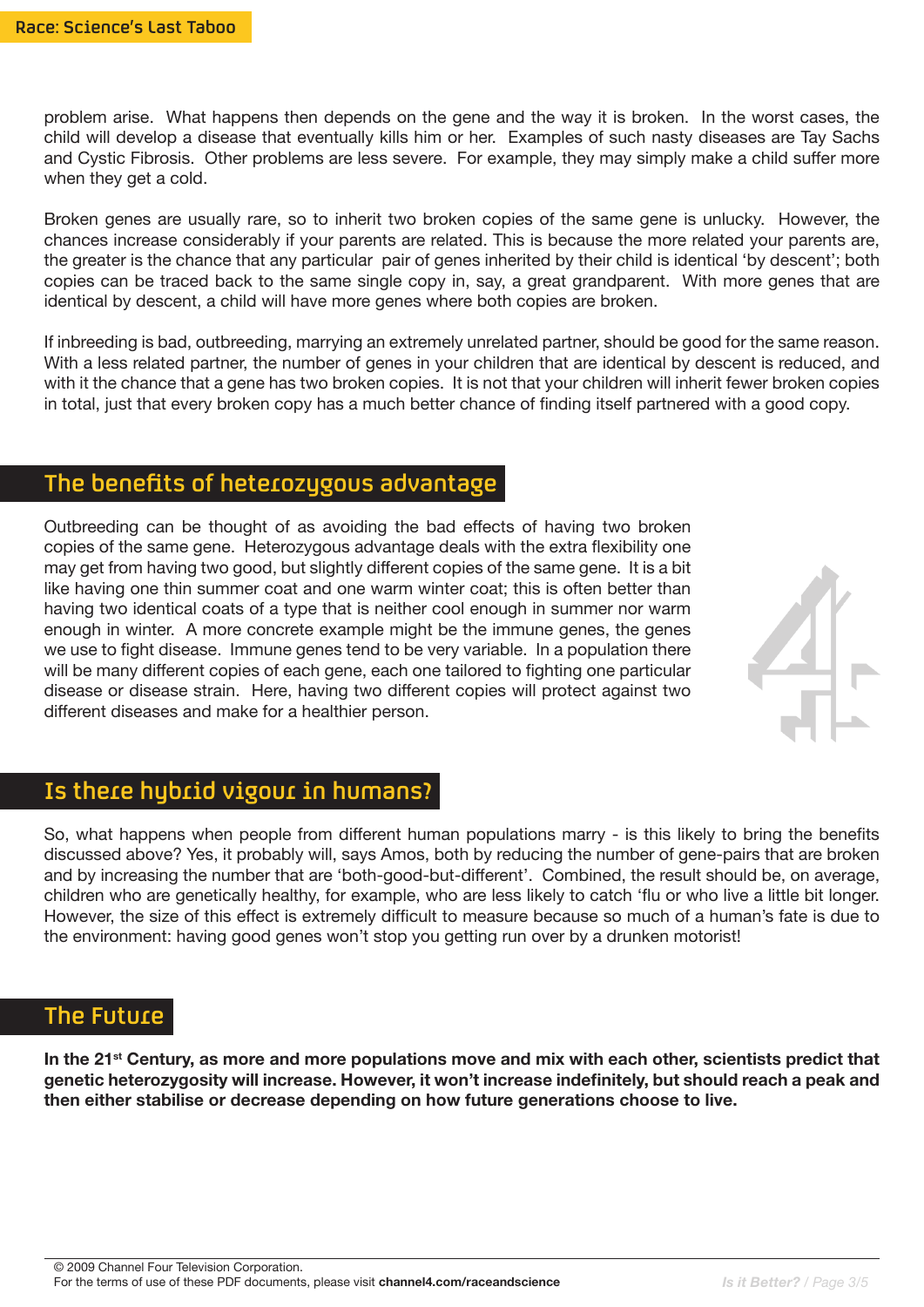problem arise. What happens then depends on the gene and the way it is broken. In the worst cases, the child will develop a disease that eventually kills him or her. Examples of such nasty diseases are Tay Sachs and Cystic Fibrosis. Other problems are less severe. For example, they may simply make a child suffer more when they get a cold.

Broken genes are usually rare, so to inherit two broken copies of the same gene is unlucky. However, the chances increase considerably if your parents are related. This is because the more related your parents are, the greater is the chance that any particular pair of genes inherited by their child is identical 'by descent'; both copies can be traced back to the same single copy in, say, a great grandparent. With more genes that are identical by descent, a child will have more genes where both copies are broken.

If inbreeding is bad, outbreeding, marrying an extremely unrelated partner, should be good for the same reason. With a less related partner, the number of genes in your children that are identical by descent is reduced, and with it the chance that a gene has two broken copies. It is not that your children will inherit fewer broken copies in total, just that every broken copy has a much better chance of finding itself partnered with a good copy.

## The benefits of heterozygous advantage

Outbreeding can be thought of as avoiding the bad effects of having two broken copies of the same gene. Heterozygous advantage deals with the extra flexibility one may get from having two good, but slightly different copies of the same gene. It is a bit like having one thin summer coat and one warm winter coat; this is often better than having two identical coats of a type that is neither cool enough in summer nor warm enough in winter. A more concrete example might be the immune genes, the genes we use to fight disease. Immune genes tend to be very variable. In a population there will be many different copies of each gene, each one tailored to fighting one particular disease or disease strain. Here, having two different copies will protect against two different diseases and make for a healthier person.

## Is there hybrid vigour in humans?

So, what happens when people from different human populations marry - is this likely to bring the benefits discussed above? Yes, it probably will, says Amos, both by reducing the number of gene-pairs that are broken and by increasing the number that are 'both-good-but-different'. Combined, the result should be, on average, children who are genetically healthy, for example, who are less likely to catch 'flu or who live a little bit longer. However, the size of this effect is extremely difficult to measure because so much of a human's fate is due to the environment: having good genes won't stop you getting run over by a drunken motorist!

## The Future

**In the 21st Century, as more and more populations move and mix with each other, scientists predict that genetic heterozygosity will increase. However, it won't increase indefinitely, but should reach a peak and then either stabilise or decrease depending on how future generations choose to live.**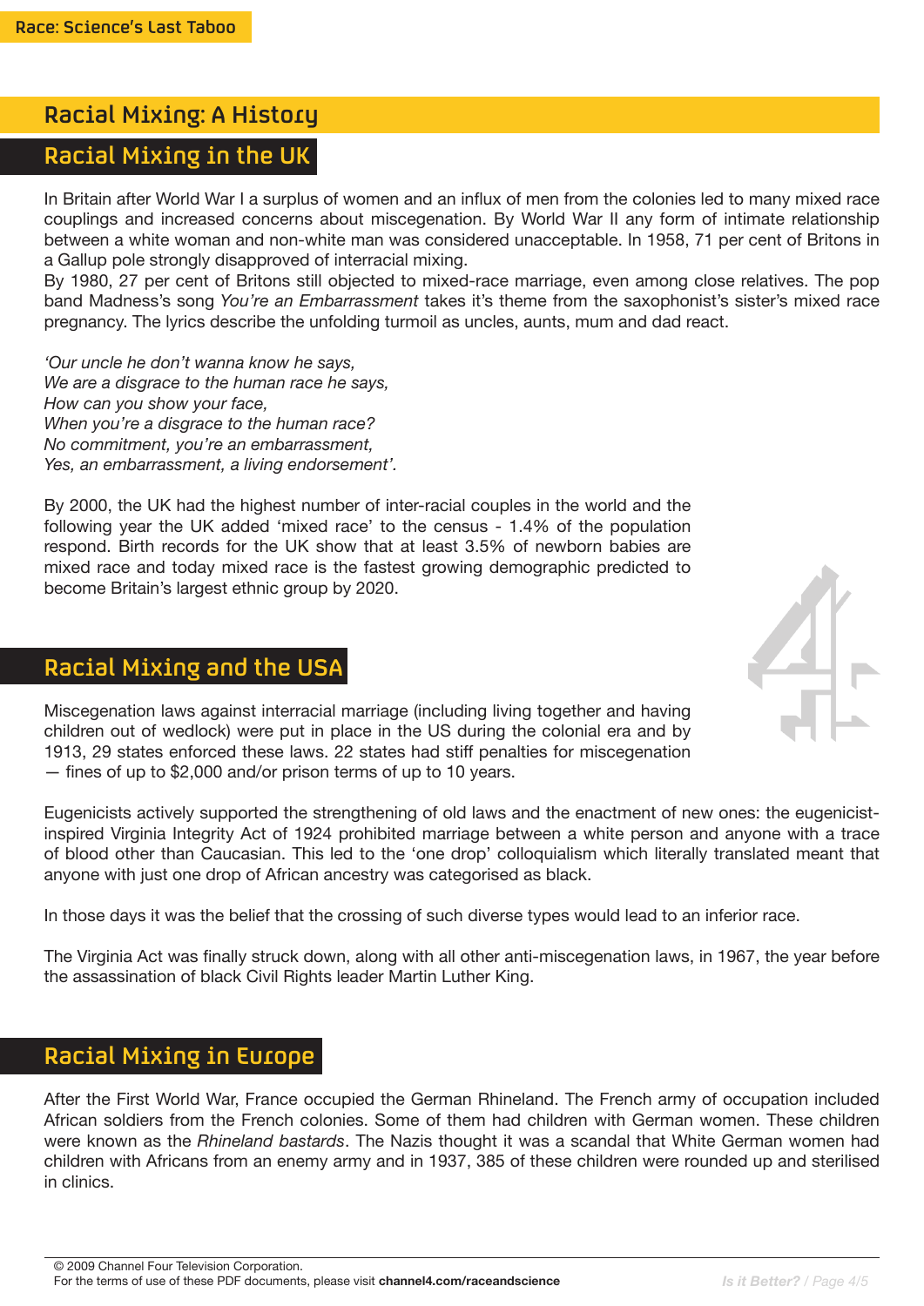## Racial Mixing: A History

### Racial Mixing in the UK

In Britain after World War I a surplus of women and an influx of men from the colonies led to many mixed race couplings and increased concerns about miscegenation. By World War II any form of intimate relationship between a white woman and non-white man was considered unacceptable. In 1958, 71 per cent of Britons in a Gallup pole strongly disapproved of interracial mixing.

By 1980, 27 per cent of Britons still objected to mixed-race marriage, even among close relatives. The pop band Madness's song *You're an Embarrassment* takes it's theme from the saxophonist's sister's mixed race pregnancy. The lyrics describe the unfolding turmoil as uncles, aunts, mum and dad react.

*'Our uncle he don't wanna know he says,*
*We are a disgrace to the human race he says,*
*How can you show your face,*
*When you're a disgrace to the human race?*
*No commitment, you're an embarrassment,*
*Yes, an embarrassment, a living endorsement'.*

By 2000, the UK had the highest number of inter-racial couples in the world and the following year the UK added 'mixed race' to the census - 1.4% of the population respond. Birth records for the UK show that at least 3.5% of newborn babies are mixed race and today mixed race is the fastest growing demographic predicted to become Britain's largest ethnic group by 2020.

### Racial Mixing and the USA

Miscegenation laws against interracial marriage (including living together and having children out of wedlock) were put in place in the US during the colonial era and by 1913, 29 states enforced these laws. 22 states had stiff penalties for miscegenation — fines of up to $2,000 and/or prison terms of up to 10 years.

Eugenicists actively supported the strengthening of old laws and the enactment of new ones: the eugenicist-inspired Virginia Integrity Act of 1924 prohibited marriage between a white person and anyone with a trace of blood other than Caucasian. This led to the 'one drop' colloquialism which literally translated meant that anyone with just one drop of African ancestry was categorised as black.

In those days it was the belief that the crossing of such diverse types would lead to an inferior race.

The Virginia Act was finally struck down, along with all other anti-miscegenation laws, in 1967, the year before the assassination of black Civil Rights leader Martin Luther King.

### Racial Mixing in Europe

After the First World War, France occupied the German Rhineland. The French army of occupation included African soldiers from the French colonies. Some of them had children with German women. These children were known as the *Rhineland bastards*. The Nazis thought it was a scandal that White German women had children with Africans from an enemy army and in 1937, 385 of these children were rounded up and sterilised in clinics.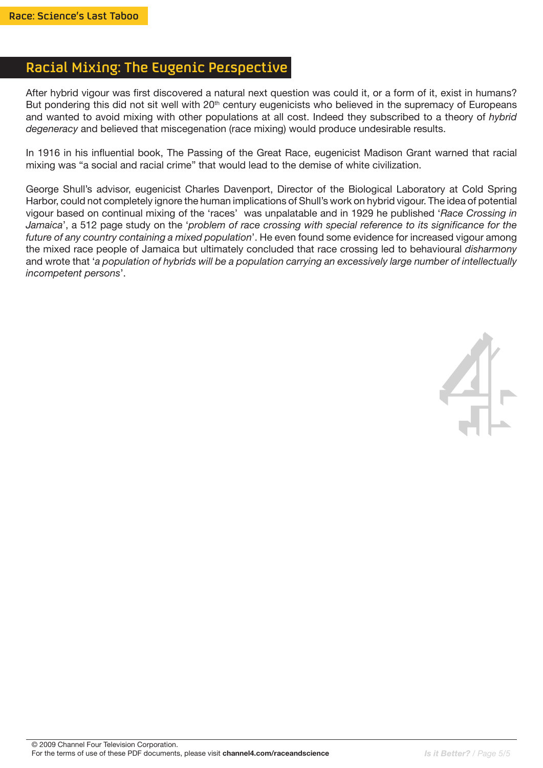## Racial Mixing: The Eugenic Perspective

After hybrid vigour was first discovered a natural next question was could it, or a form of it, exist in humans? But pondering this did not sit well with 20th century eugenicists who believed in the supremacy of Europeans and wanted to avoid mixing with other populations at all cost. Indeed they subscribed to a theory of *hybrid degeneracy* and believed that miscegenation (race mixing) would produce undesirable results.

In 1916 in his influential book, The Passing of the Great Race, eugenicist Madison Grant warned that racial mixing was "a social and racial crime" that would lead to the demise of white civilization.

George Shull's advisor, eugenicist Charles Davenport, Director of the Biological Laboratory at Cold Spring Harbor, could not completely ignore the human implications of Shull's work on hybrid vigour. The idea of potential vigour based on continual mixing of the 'races' was unpalatable and in 1929 he published '*Race Crossing in Jamaica*', a 512 page study on the '*problem of race crossing with special reference to its significance for the future of any country containing a mixed population*'. He even found some evidence for increased vigour among the mixed race people of Jamaica but ultimately concluded that race crossing led to behavioural *disharmony* and wrote that '*a population of hybrids will be a population carrying an excessively large number of intellectually incompetent persons*'.

© 2009 Channel Four Television Corporation.
For the terms of use of these PDF documents, please visit **channel4.com/raceandscience**